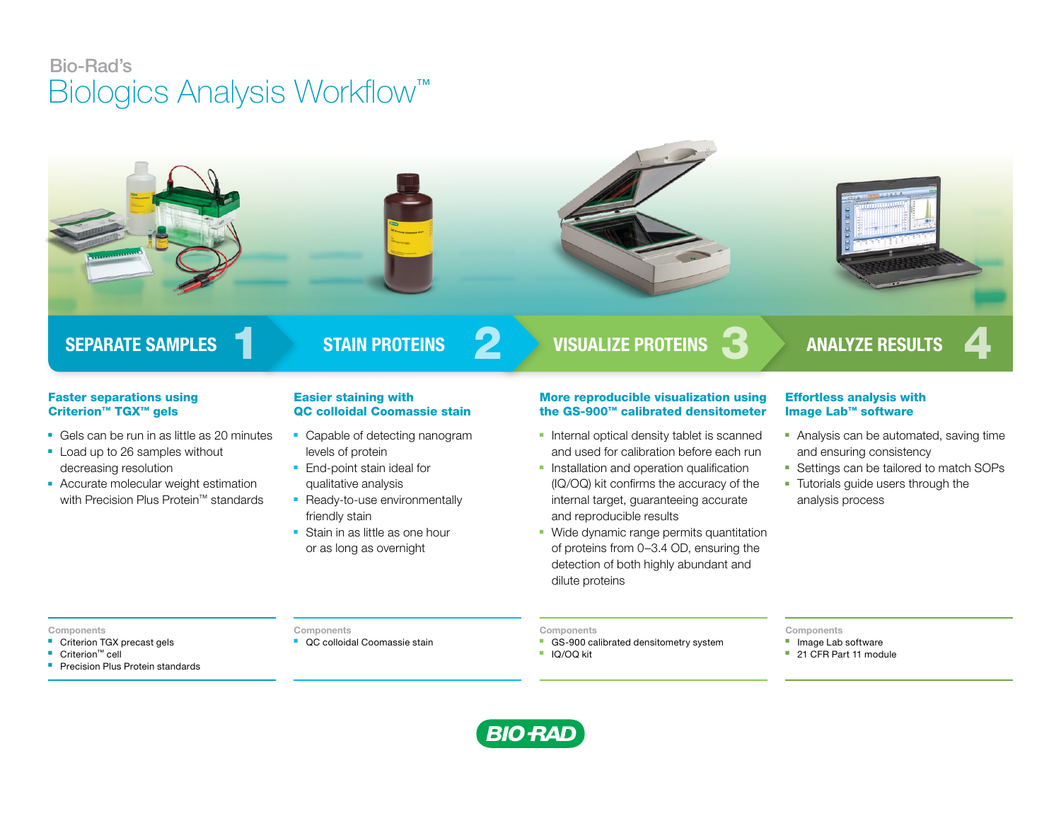Bio-Rad's

# Biologics Analysis Workflow™

## SEPARATE SAMPLES 1

### Faster separations using Criterion™ TGX™ gels

- Gels can be run in as little as 20 minutes
- Load up to 26 samples without decreasing resolution
- Accurate molecular weight estimation with Precision Plus Protein™ standards

**Components**

- Criterion TGX precast gels
- Criterion™ cell
- Precision Plus Protein standards

## STAIN PROTEINS 2

### Easier staining with QC colloidal Coomassie stain

- Capable of detecting nanogram levels of protein
- End-point stain ideal for qualitative analysis
- Ready-to-use environmentally friendly stain
- Stain in as little as one hour or as long as overnight

**Components**

- QC colloidal Coomassie stain

## VISUALIZE PROTEINS 3

### More reproducible visualization using the GS-900™ calibrated densitometer

- Internal optical density tablet is scanned and used for calibration before each run
- Installation and operation qualification (IQ/OQ) kit confirms the accuracy of the internal target, guaranteeing accurate and reproducible results
- Wide dynamic range permits quantitation of proteins from 0–3.4 OD, ensuring the detection of both highly abundant and dilute proteins

**Components**

- GS-900 calibrated densitometry system
- IQ/OQ kit

## ANALYZE RESULTS 4

### Effortless analysis with Image Lab™ software

- Analysis can be automated, saving time and ensuring consistency
- Settings can be tailored to match SOPs
- Tutorials guide users through the analysis process

**Components**

- Image Lab software
- 21 CFR Part 11 module

BIO-RAD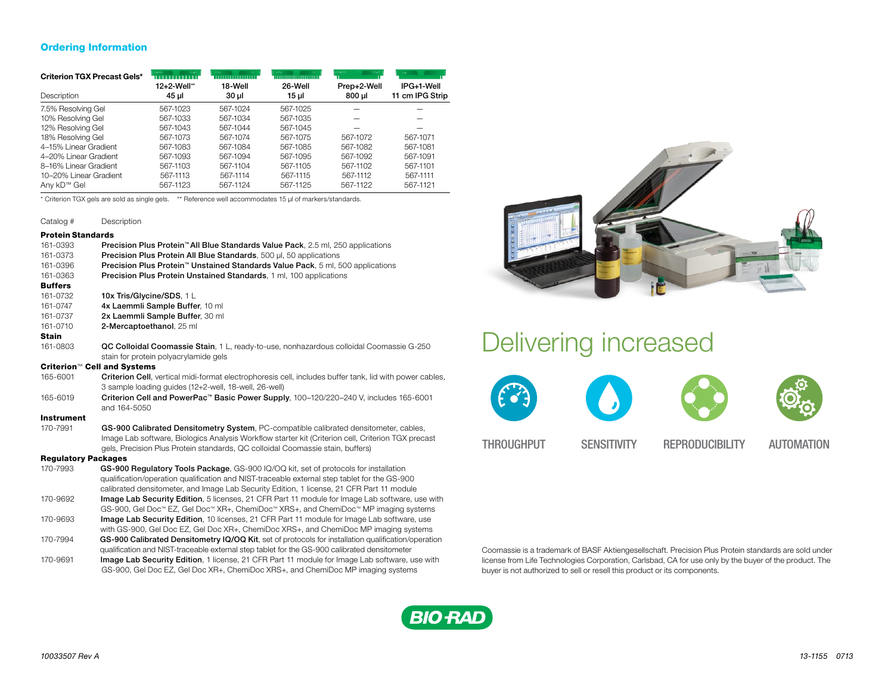## Ordering Information

| Criterion TGX Precast Gels* Description | 12+2-Well** 45 µl | 18-Well 30 µl | 26-Well 15 µl | Prep+2-Well 800 µl | IPG+1-Well 11 cm IPG Strip |
|---|---|---|---|---|---|
| 7.5% Resolving Gel | 567-1023 | 567-1024 | 567-1025 | — | — |
| 10% Resolving Gel | 567-1033 | 567-1034 | 567-1035 | — | — |
| 12% Resolving Gel | 567-1043 | 567-1044 | 567-1045 | — | — |
| 18% Resolving Gel | 567-1073 | 567-1074 | 567-1075 | 567-1072 | 567-1071 |
| 4–15% Linear Gradient | 567-1083 | 567-1084 | 567-1085 | 567-1082 | 567-1081 |
| 4–20% Linear Gradient | 567-1093 | 567-1094 | 567-1095 | 567-1092 | 567-1091 |
| 8–16% Linear Gradient | 567-1103 | 567-1104 | 567-1105 | 567-1102 | 567-1101 |
| 10–20% Linear Gradient | 567-1113 | 567-1114 | 567-1115 | 567-1112 | 567-1111 |
| Any kD™ Gel | 567-1123 | 567-1124 | 567-1125 | 567-1122 | 567-1121 |

\* Criterion TGX gels are sold as single gels. ** Reference well accommodates 15 µl of markers/standards.

| Catalog # | Description |
|---|---|
| **Protein Standards** | |
| 161-0393 | **Precision Plus Protein™ All Blue Standards Value Pack**, 2.5 ml, 250 applications |
| 161-0373 | **Precision Plus Protein All Blue Standards**, 500 µl, 50 applications |
| 161-0396 | **Precision Plus Protein™ Unstained Standards Value Pack**, 5 ml, 500 applications |
| 161-0363 | **Precision Plus Protein Unstained Standards**, 1 ml, 100 applications |
| **Buffers** | |
| 161-0732 | **10x Tris/Glycine/SDS**, 1 L |
| 161-0747 | **4x Laemmli Sample Buffer**, 10 ml |
| 161-0737 | **2x Laemmli Sample Buffer**, 30 ml |
| 161-0710 | **2-Mercaptoethanol**, 25 ml |
| **Stain** | |
| 161-0803 | **QC Colloidal Coomassie Stain**, 1 L, ready-to-use, nonhazardous colloidal Coomassie G-250 stain for protein polyacrylamide gels |
| **Criterion™ Cell and Systems** | |
| 165-6001 | **Criterion Cell**, vertical midi-format electrophoresis cell, includes buffer tank, lid with power cables, 3 sample loading guides (12+2-well, 18-well, 26-well) |
| 165-6019 | **Criterion Cell and PowerPac™ Basic Power Supply**, 100–120/220–240 V, includes 165-6001 and 164-5050 |
| **Instrument** | |
| 170-7991 | **GS-900 Calibrated Densitometry System**, PC-compatible calibrated densitometer, cables, Image Lab software, Biologics Analysis Workflow starter kit (Criterion cell, Criterion TGX precast gels, Precision Plus Protein standards, QC colloidal Coomassie stain, buffers) |
| **Regulatory Packages** | |
| 170-7993 | **GS-900 Regulatory Tools Package**, GS-900 IQ/OQ kit, set of protocols for installation qualification/operation qualification and NIST-traceable external step tablet for the GS-900 calibrated densitometer, and Image Lab Security Edition, 1 license, 21 CFR Part 11 module |
| 170-9692 | **Image Lab Security Edition**, 5 licenses, 21 CFR Part 11 module for Image Lab software, use with GS-900, Gel Doc™ EZ, Gel Doc™ XR+, ChemiDoc™ XRS+, and ChemiDoc™ MP imaging systems |
| 170-9693 | **Image Lab Security Edition**, 10 licenses, 21 CFR Part 11 module for Image Lab software, use with GS-900, Gel Doc EZ, Gel Doc XR+, ChemiDoc XRS+, and ChemiDoc MP imaging systems |
| 170-7994 | **GS-900 Calibrated Densitometry IQ/OQ Kit**, set of protocols for installation qualification/operation qualification and NIST-traceable external step tablet for the GS-900 calibrated densitometer |
| 170-9691 | **Image Lab Security Edition**, 1 license, 21 CFR Part 11 module for Image Lab software, use with GS-900, Gel Doc EZ, Gel Doc XR+, ChemiDoc XRS+, and ChemiDoc MP imaging systems |

# Delivering increased

THROUGHPUT

SENSITIVITY

REPRODUCIBILITY

AUTOMATION

Coomassie is a trademark of BASF Aktiengesellschaft. Precision Plus Protein standards are sold under license from Life Technologies Corporation, Carlsbad, CA for use only by the buyer of the product. The buyer is not authorized to sell or resell this product or its components.

BIO-RAD

10033507 Rev A

13-1155 0713